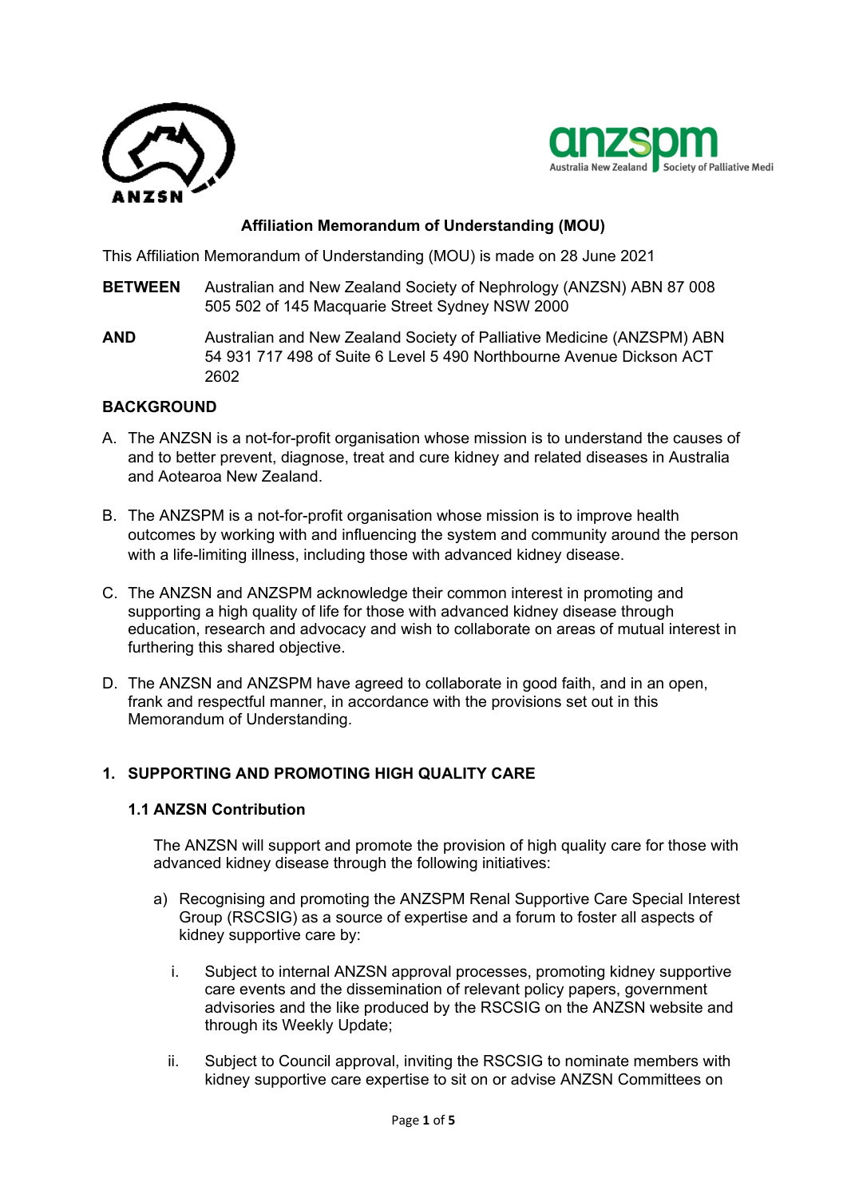ANZSN

anzspm Australia New Zealand Society of Palliative Medi

### Affiliation Memorandum of Understanding (MOU)

This Affiliation Memorandum of Understanding (MOU) is made on 28 June 2021

**BETWEEN** Australian and New Zealand Society of Nephrology (ANZSN) ABN 87 008 505 502 of 145 Macquarie Street Sydney NSW 2000

**AND** Australian and New Zealand Society of Palliative Medicine (ANZSPM) ABN 54 931 717 498 of Suite 6 Level 5 490 Northbourne Avenue Dickson ACT 2602

## BACKGROUND

A. The ANZSN is a not-for-profit organisation whose mission is to understand the causes of and to better prevent, diagnose, treat and cure kidney and related diseases in Australia and Aotearoa New Zealand.

B. The ANZSPM is a not-for-profit organisation whose mission is to improve health outcomes by working with and influencing the system and community around the person with a life-limiting illness, including those with advanced kidney disease.

C. The ANZSN and ANZSPM acknowledge their common interest in promoting and supporting a high quality of life for those with advanced kidney disease through education, research and advocacy and wish to collaborate on areas of mutual interest in furthering this shared objective.

D. The ANZSN and ANZSPM have agreed to collaborate in good faith, and in an open, frank and respectful manner, in accordance with the provisions set out in this Memorandum of Understanding.

## 1. SUPPORTING AND PROMOTING HIGH QUALITY CARE

### 1.1 ANZSN Contribution

The ANZSN will support and promote the provision of high quality care for those with advanced kidney disease through the following initiatives:

a) Recognising and promoting the ANZSPM Renal Supportive Care Special Interest Group (RSCSIG) as a source of expertise and a forum to foster all aspects of kidney supportive care by:

   i. Subject to internal ANZSN approval processes, promoting kidney supportive care events and the dissemination of relevant policy papers, government advisories and the like produced by the RSCSIG on the ANZSN website and through its Weekly Update;

   ii. Subject to Council approval, inviting the RSCSIG to nominate members with kidney supportive care expertise to sit on or advise ANZSN Committees on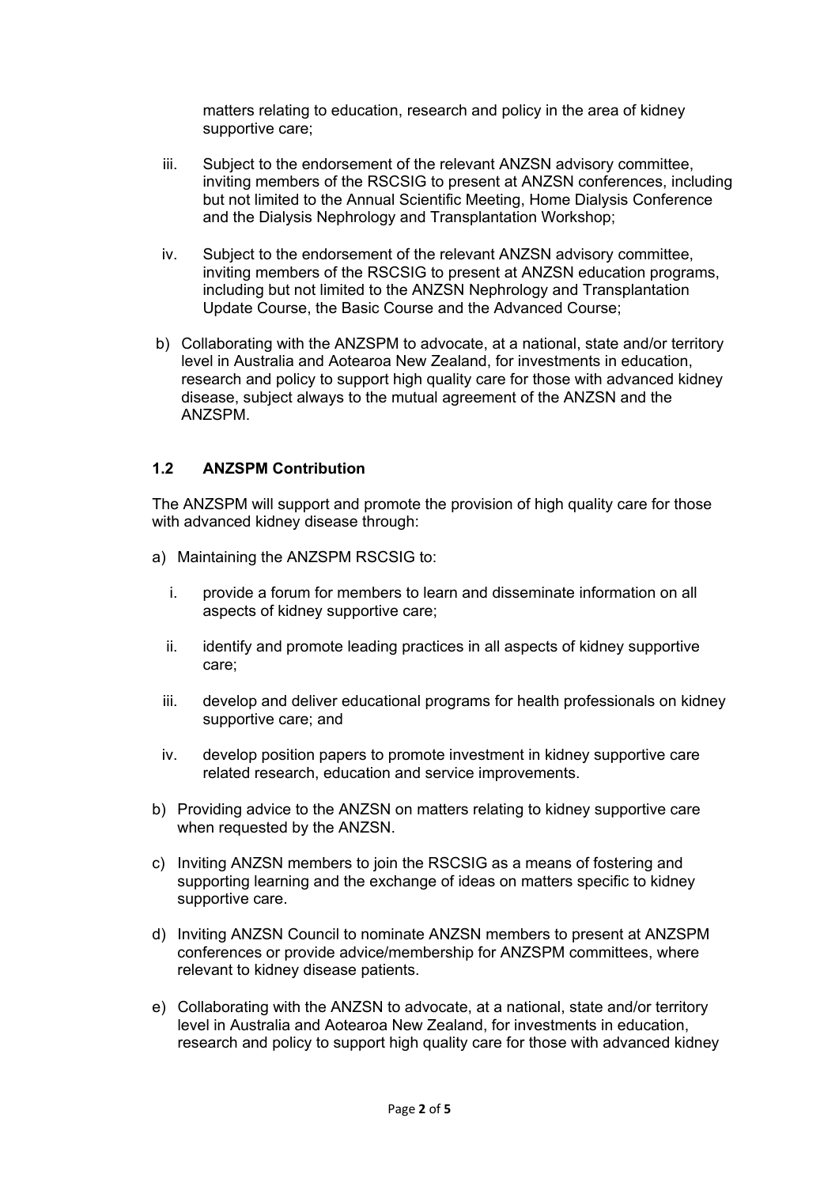matters relating to education, research and policy in the area of kidney supportive care;

iii. Subject to the endorsement of the relevant ANZSN advisory committee, inviting members of the RSCSIG to present at ANZSN conferences, including but not limited to the Annual Scientific Meeting, Home Dialysis Conference and the Dialysis Nephrology and Transplantation Workshop;

iv. Subject to the endorsement of the relevant ANZSN advisory committee, inviting members of the RSCSIG to present at ANZSN education programs, including but not limited to the ANZSN Nephrology and Transplantation Update Course, the Basic Course and the Advanced Course;

b) Collaborating with the ANZSPM to advocate, at a national, state and/or territory level in Australia and Aotearoa New Zealand, for investments in education, research and policy to support high quality care for those with advanced kidney disease, subject always to the mutual agreement of the ANZSN and the ANZSPM.

### 1.2 ANZSPM Contribution

The ANZSPM will support and promote the provision of high quality care for those with advanced kidney disease through:

a) Maintaining the ANZSPM RSCSIG to:

i. provide a forum for members to learn and disseminate information on all aspects of kidney supportive care;

ii. identify and promote leading practices in all aspects of kidney supportive care;

iii. develop and deliver educational programs for health professionals on kidney supportive care; and

iv. develop position papers to promote investment in kidney supportive care related research, education and service improvements.

b) Providing advice to the ANZSN on matters relating to kidney supportive care when requested by the ANZSN.

c) Inviting ANZSN members to join the RSCSIG as a means of fostering and supporting learning and the exchange of ideas on matters specific to kidney supportive care.

d) Inviting ANZSN Council to nominate ANZSN members to present at ANZSPM conferences or provide advice/membership for ANZSPM committees, where relevant to kidney disease patients.

e) Collaborating with the ANZSN to advocate, at a national, state and/or territory level in Australia and Aotearoa New Zealand, for investments in education, research and policy to support high quality care for those with advanced kidney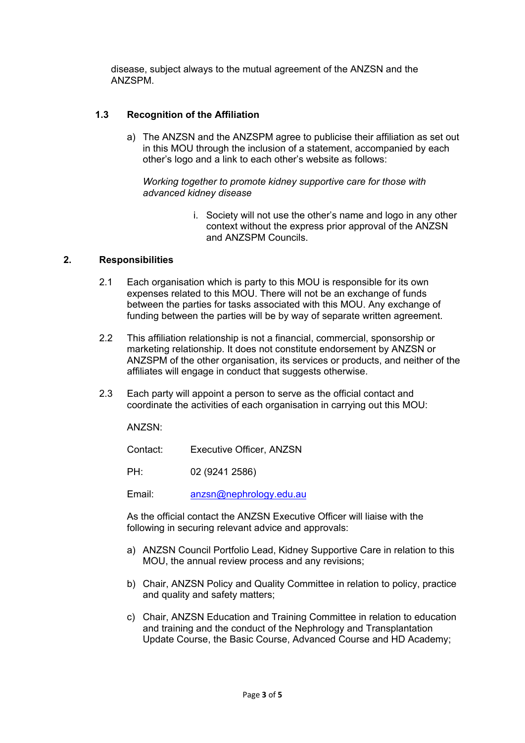disease, subject always to the mutual agreement of the ANZSN and the ANZSPM.

### 1.3 Recognition of the Affiliation

a) The ANZSN and the ANZSPM agree to publicise their affiliation as set out in this MOU through the inclusion of a statement, accompanied by each other's logo and a link to each other's website as follows:

   *Working together to promote kidney supportive care for those with advanced kidney disease*

   i. Society will not use the other's name and logo in any other context without the express prior approval of the ANZSN and ANZSPM Councils.

## 2. Responsibilities

2.1 Each organisation which is party to this MOU is responsible for its own expenses related to this MOU. There will not be an exchange of funds between the parties for tasks associated with this MOU. Any exchange of funding between the parties will be by way of separate written agreement.

2.2 This affiliation relationship is not a financial, commercial, sponsorship or marketing relationship. It does not constitute endorsement by ANZSN or ANZSPM of the other organisation, its services or products, and neither of the affiliates will engage in conduct that suggests otherwise.

2.3 Each party will appoint a person to serve as the official contact and coordinate the activities of each organisation in carrying out this MOU:

ANZSN:

Contact: Executive Officer, ANZSN

PH: 02 (9241 2586)

Email: anzsn@nephrology.edu.au

As the official contact the ANZSN Executive Officer will liaise with the following in securing relevant advice and approvals:

a) ANZSN Council Portfolio Lead, Kidney Supportive Care in relation to this MOU, the annual review process and any revisions;

b) Chair, ANZSN Policy and Quality Committee in relation to policy, practice and quality and safety matters;

c) Chair, ANZSN Education and Training Committee in relation to education and training and the conduct of the Nephrology and Transplantation Update Course, the Basic Course, Advanced Course and HD Academy;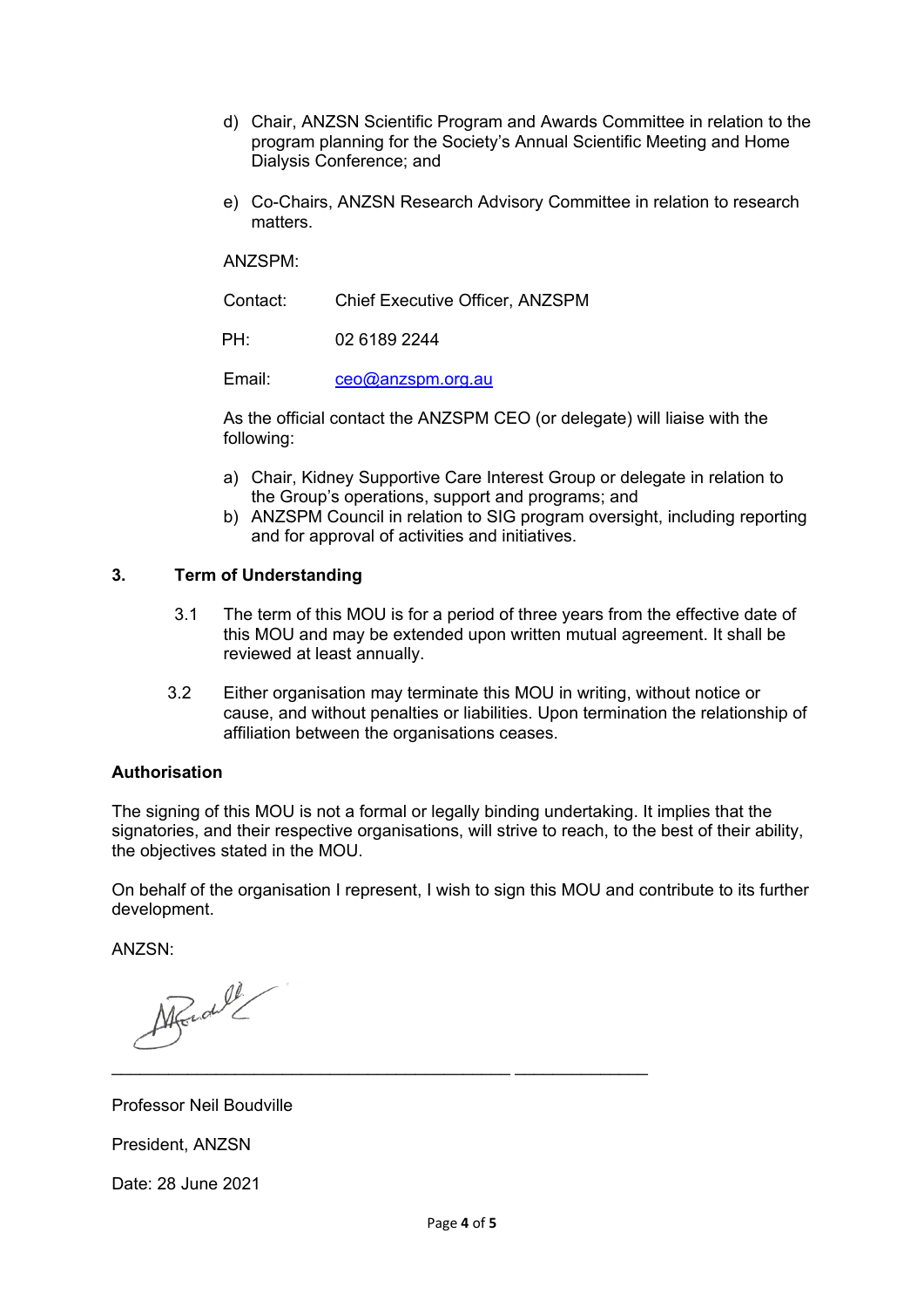d) Chair, ANZSN Scientific Program and Awards Committee in relation to the program planning for the Society's Annual Scientific Meeting and Home Dialysis Conference; and

e) Co-Chairs, ANZSN Research Advisory Committee in relation to research matters.

ANZSPM:

| | |
|---|---|
| Contact: | Chief Executive Officer, ANZSPM |
| PH: | 02 6189 2244 |
| Email: | ceo@anzspm.org.au |

As the official contact the ANZSPM CEO (or delegate) will liaise with the following:

a) Chair, Kidney Supportive Care Interest Group or delegate in relation to the Group's operations, support and programs; and
b) ANZSPM Council in relation to SIG program oversight, including reporting and for approval of activities and initiatives.

## 3. Term of Understanding

3.1 The term of this MOU is for a period of three years from the effective date of this MOU and may be extended upon written mutual agreement. It shall be reviewed at least annually.

3.2 Either organisation may terminate this MOU in writing, without notice or cause, and without penalties or liabilities. Upon termination the relationship of affiliation between the organisations ceases.

**Authorisation**

The signing of this MOU is not a formal or legally binding undertaking. It implies that the signatories, and their respective organisations, will strive to reach, to the best of their ability, the objectives stated in the MOU.

On behalf of the organisation I represent, I wish to sign this MOU and contribute to its further development.

ANZSN:

\_\_\_\_\_\_\_\_\_\_\_\_\_\_\_\_\_\_\_\_\_\_\_\_\_\_\_\_\_\_\_\_\_\_\_\_\_\_\_\_\_\_ \_\_\_\_\_\_\_\_\_\_\_\_\_\_

Professor Neil Boudville

President, ANZSN

Date: 28 June 2021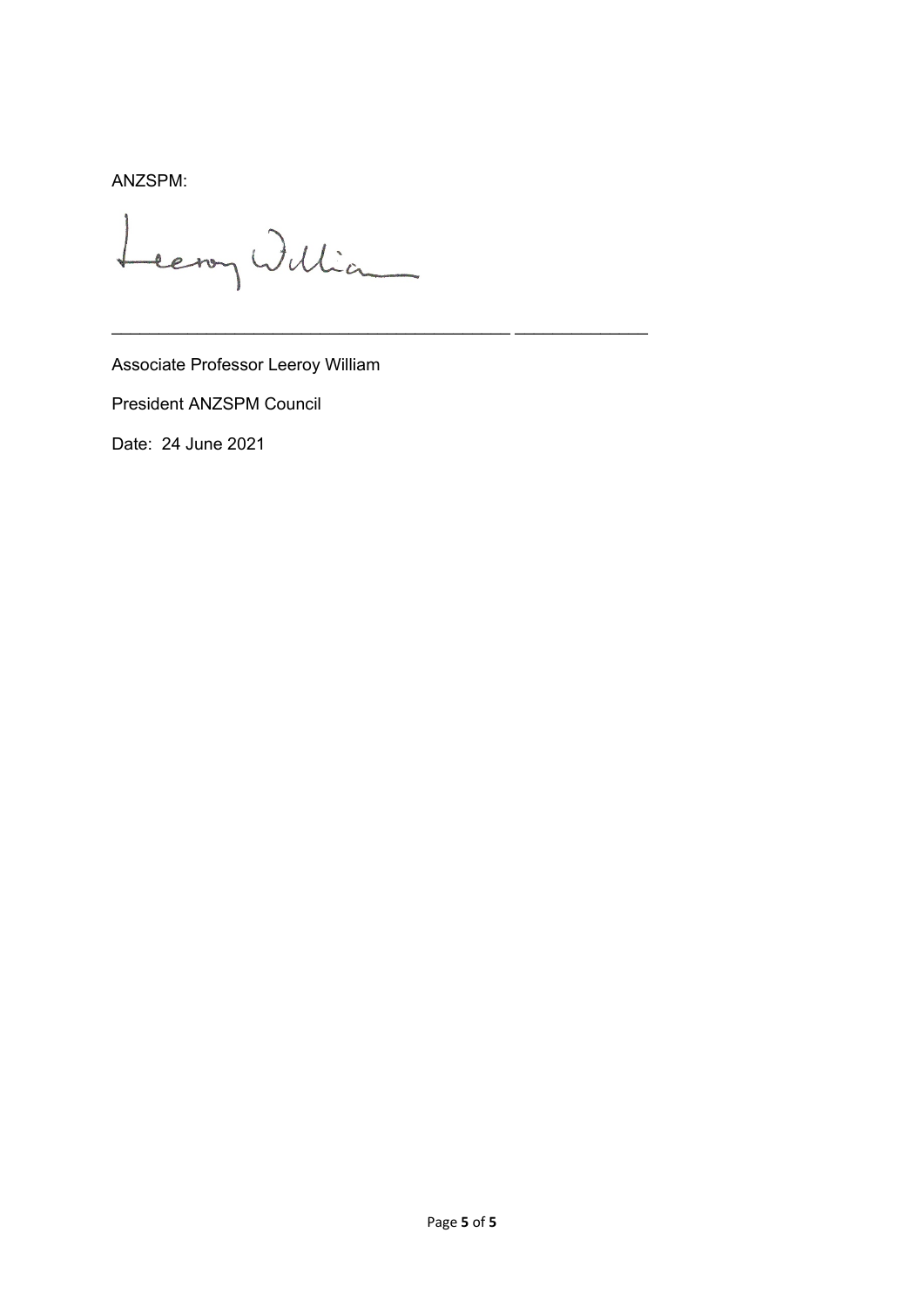ANZSPM:

\_\_\_\_\_\_\_\_\_\_\_\_\_\_\_\_\_\_\_\_\_\_\_\_\_\_\_\_\_\_\_\_\_\_\_\_\_\_\_\_\_\_ \_\_\_\_\_\_\_\_\_\_\_\_\_\_

Associate Professor Leeroy William

President ANZSPM Council

Date: 24 June 2021